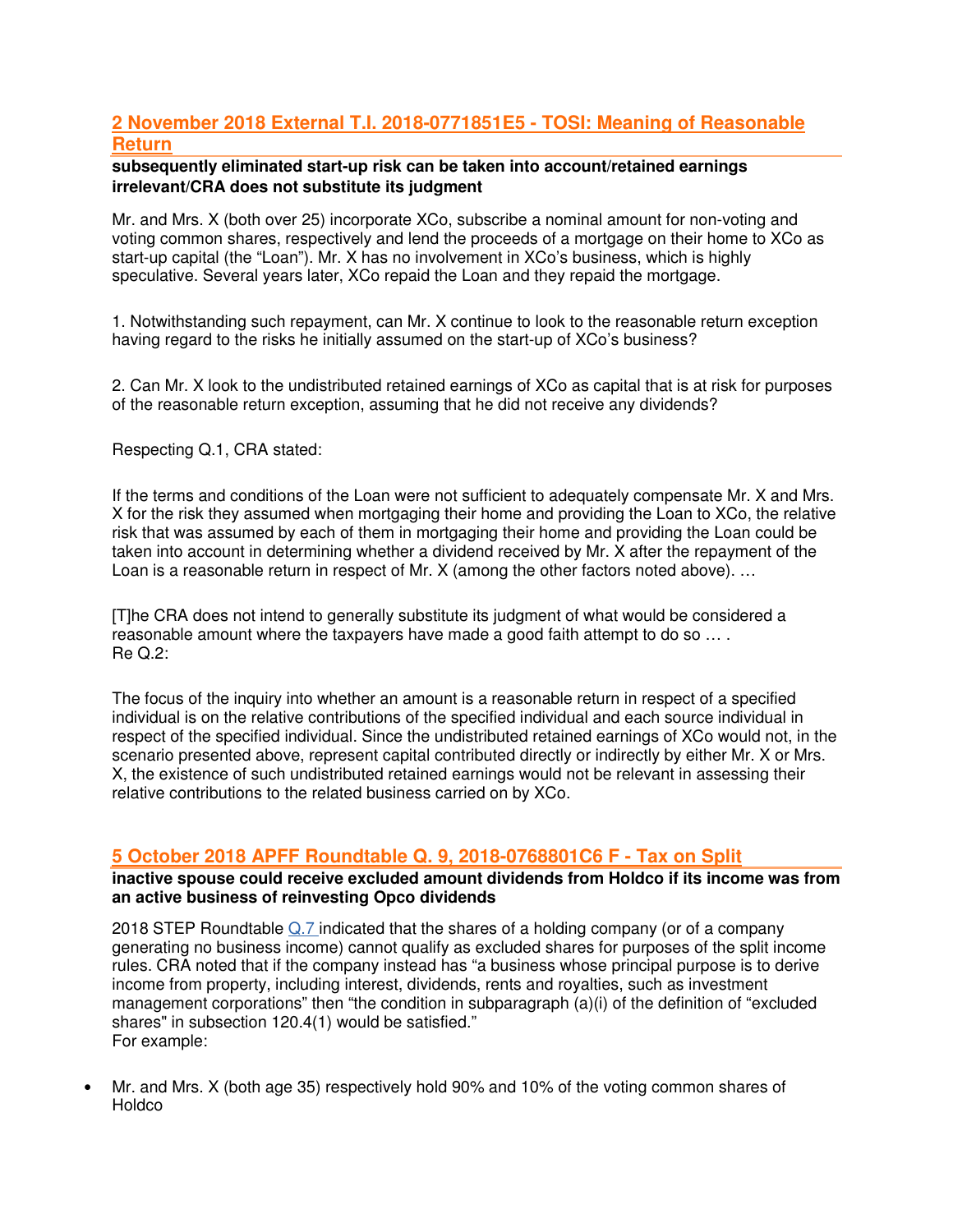## 2 November 2018 External T.I. 2018-0771851E5 - TOSI: Meaning of Reasonable Return

**subsequently eliminated start-up risk can be taken into account/retained earnings irrelevant/CRA does not substitute its judgment**

Mr. and Mrs. X (both over 25) incorporate XCo, subscribe a nominal amount for non-voting and voting common shares, respectively and lend the proceeds of a mortgage on their home to XCo as start-up capital (the "Loan"). Mr. X has no involvement in XCo's business, which is highly speculative. Several years later, XCo repaid the Loan and they repaid the mortgage.

1. Notwithstanding such repayment, can Mr. X continue to look to the reasonable return exception having regard to the risks he initially assumed on the start-up of XCo's business?

2. Can Mr. X look to the undistributed retained earnings of XCo as capital that is at risk for purposes of the reasonable return exception, assuming that he did not receive any dividends?

Respecting Q.1, CRA stated:

If the terms and conditions of the Loan were not sufficient to adequately compensate Mr. X and Mrs. X for the risk they assumed when mortgaging their home and providing the Loan to XCo, the relative risk that was assumed by each of them in mortgaging their home and providing the Loan could be taken into account in determining whether a dividend received by Mr. X after the repayment of the Loan is a reasonable return in respect of Mr. X (among the other factors noted above). …

[T]he CRA does not intend to generally substitute its judgment of what would be considered a reasonable amount where the taxpayers have made a good faith attempt to do so … .
Re Q.2:

The focus of the inquiry into whether an amount is a reasonable return in respect of a specified individual is on the relative contributions of the specified individual and each source individual in respect of the specified individual. Since the undistributed retained earnings of XCo would not, in the scenario presented above, represent capital contributed directly or indirectly by either Mr. X or Mrs. X, the existence of such undistributed retained earnings would not be relevant in assessing their relative contributions to the related business carried on by XCo.

## 5 October 2018 APFF Roundtable Q. 9, 2018-0768801C6 F - Tax on Split

**inactive spouse could receive excluded amount dividends from Holdco if its income was from an active business of reinvesting Opco dividends**

2018 STEP Roundtable Q.7 indicated that the shares of a holding company (or of a company generating no business income) cannot qualify as excluded shares for purposes of the split income rules. CRA noted that if the company instead has "a business whose principal purpose is to derive income from property, including interest, dividends, rents and royalties, such as investment management corporations" then "the condition in subparagraph (a)(i) of the definition of "excluded shares" in subsection 120.4(1) would be satisfied."
For example:

- Mr. and Mrs. X (both age 35) respectively hold 90% and 10% of the voting common shares of Holdco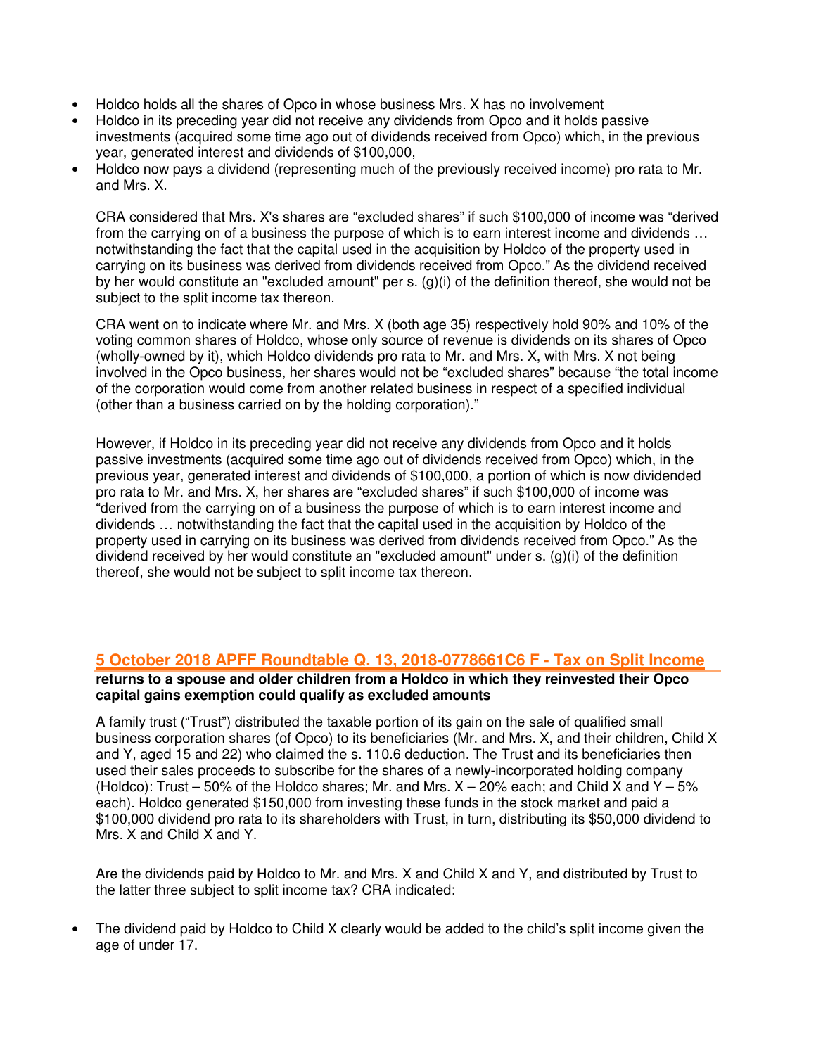- Holdco holds all the shares of Opco in whose business Mrs. X has no involvement
- Holdco in its preceding year did not receive any dividends from Opco and it holds passive investments (acquired some time ago out of dividends received from Opco) which, in the previous year, generated interest and dividends of $100,000,
- Holdco now pays a dividend (representing much of the previously received income) pro rata to Mr. and Mrs. X.

CRA considered that Mrs. X's shares are "excluded shares" if such $100,000 of income was "derived from the carrying on of a business the purpose of which is to earn interest income and dividends … notwithstanding the fact that the capital used in the acquisition by Holdco of the property used in carrying on its business was derived from dividends received from Opco." As the dividend received by her would constitute an "excluded amount" per s. (g)(i) of the definition thereof, she would not be subject to the split income tax thereon.

CRA went on to indicate where Mr. and Mrs. X (both age 35) respectively hold 90% and 10% of the voting common shares of Holdco, whose only source of revenue is dividends on its shares of Opco (wholly-owned by it), which Holdco dividends pro rata to Mr. and Mrs. X, with Mrs. X not being involved in the Opco business, her shares would not be "excluded shares" because "the total income of the corporation would come from another related business in respect of a specified individual (other than a business carried on by the holding corporation)."

However, if Holdco in its preceding year did not receive any dividends from Opco and it holds passive investments (acquired some time ago out of dividends received from Opco) which, in the previous year, generated interest and dividends of $100,000, a portion of which is now dividended pro rata to Mr. and Mrs. X, her shares are "excluded shares" if such $100,000 of income was "derived from the carrying on of a business the purpose of which is to earn interest income and dividends … notwithstanding the fact that the capital used in the acquisition by Holdco of the property used in carrying on its business was derived from dividends received from Opco." As the dividend received by her would constitute an "excluded amount" under s. (g)(i) of the definition thereof, she would not be subject to split income tax thereon.

## 5 October 2018 APFF Roundtable Q. 13, 2018-0778661C6 F - Tax on Split Income

**returns to a spouse and older children from a Holdco in which they reinvested their Opco capital gains exemption could qualify as excluded amounts**

A family trust ("Trust") distributed the taxable portion of its gain on the sale of qualified small business corporation shares (of Opco) to its beneficiaries (Mr. and Mrs. X, and their children, Child X and Y, aged 15 and 22) who claimed the s. 110.6 deduction. The Trust and its beneficiaries then used their sales proceeds to subscribe for the shares of a newly-incorporated holding company (Holdco): Trust – 50% of the Holdco shares; Mr. and Mrs. X – 20% each; and Child X and Y – 5% each). Holdco generated $150,000 from investing these funds in the stock market and paid a $100,000 dividend pro rata to its shareholders with Trust, in turn, distributing its $50,000 dividend to Mrs. X and Child X and Y.

Are the dividends paid by Holdco to Mr. and Mrs. X and Child X and Y, and distributed by Trust to the latter three subject to split income tax? CRA indicated:

- The dividend paid by Holdco to Child X clearly would be added to the child's split income given the age of under 17.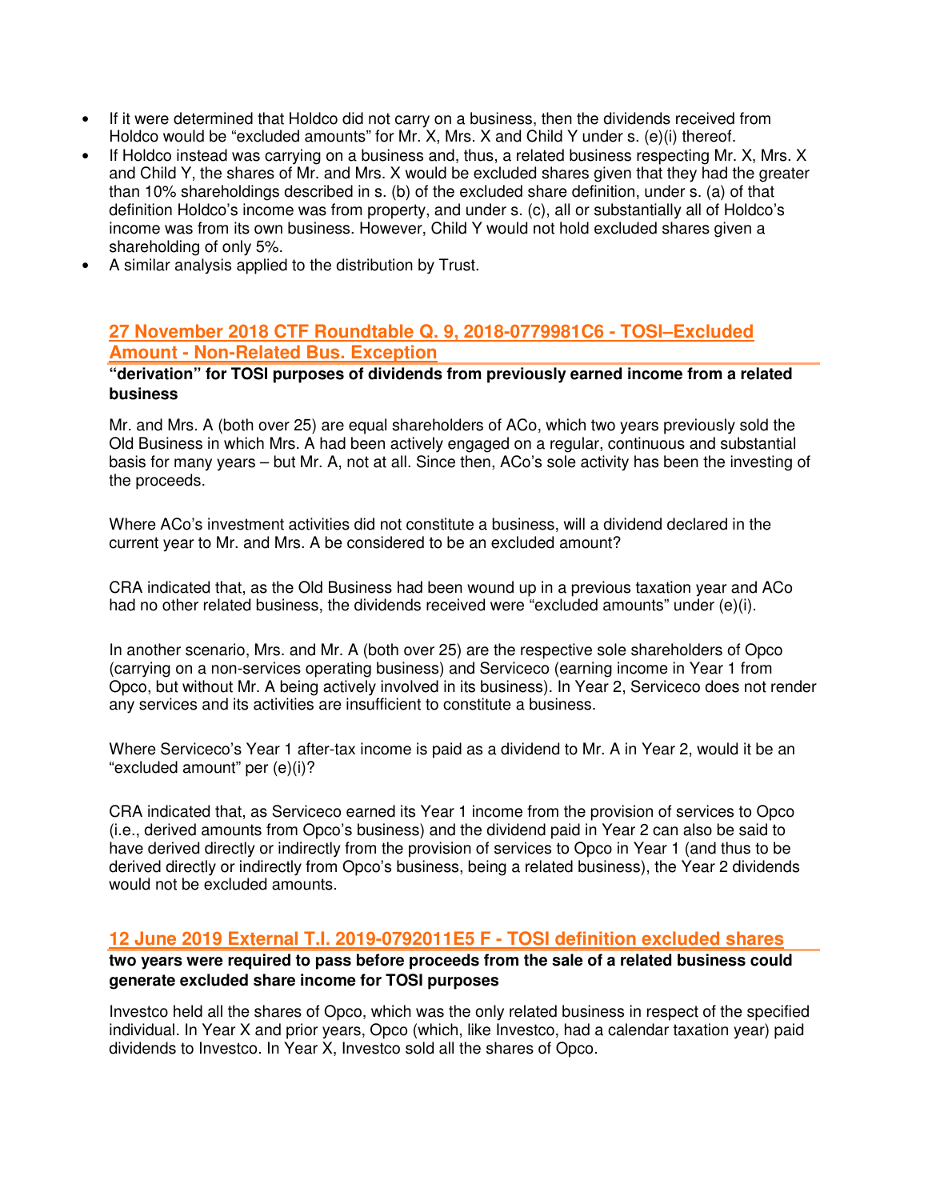- If it were determined that Holdco did not carry on a business, then the dividends received from Holdco would be "excluded amounts" for Mr. X, Mrs. X and Child Y under s. (e)(i) thereof.
- If Holdco instead was carrying on a business and, thus, a related business respecting Mr. X, Mrs. X and Child Y, the shares of Mr. and Mrs. X would be excluded shares given that they had the greater than 10% shareholdings described in s. (b) of the excluded share definition, under s. (a) of that definition Holdco's income was from property, and under s. (c), all or substantially all of Holdco's income was from its own business. However, Child Y would not hold excluded shares given a shareholding of only 5%.
- A similar analysis applied to the distribution by Trust.

## 27 November 2018 CTF Roundtable Q. 9, 2018-0779981C6 - TOSI–Excluded Amount - Non-Related Bus. Exception

**"derivation" for TOSI purposes of dividends from previously earned income from a related business**

Mr. and Mrs. A (both over 25) are equal shareholders of ACo, which two years previously sold the Old Business in which Mrs. A had been actively engaged on a regular, continuous and substantial basis for many years – but Mr. A, not at all. Since then, ACo's sole activity has been the investing of the proceeds.

Where ACo's investment activities did not constitute a business, will a dividend declared in the current year to Mr. and Mrs. A be considered to be an excluded amount?

CRA indicated that, as the Old Business had been wound up in a previous taxation year and ACo had no other related business, the dividends received were "excluded amounts" under (e)(i).

In another scenario, Mrs. and Mr. A (both over 25) are the respective sole shareholders of Opco (carrying on a non-services operating business) and Serviceco (earning income in Year 1 from Opco, but without Mr. A being actively involved in its business). In Year 2, Serviceco does not render any services and its activities are insufficient to constitute a business.

Where Serviceco's Year 1 after-tax income is paid as a dividend to Mr. A in Year 2, would it be an "excluded amount" per (e)(i)?

CRA indicated that, as Serviceco earned its Year 1 income from the provision of services to Opco (i.e., derived amounts from Opco's business) and the dividend paid in Year 2 can also be said to have derived directly or indirectly from the provision of services to Opco in Year 1 (and thus to be derived directly or indirectly from Opco's business, being a related business), the Year 2 dividends would not be excluded amounts.

## 12 June 2019 External T.I. 2019-0792011E5 F - TOSI definition excluded shares

**two years were required to pass before proceeds from the sale of a related business could generate excluded share income for TOSI purposes**

Investco held all the shares of Opco, which was the only related business in respect of the specified individual. In Year X and prior years, Opco (which, like Investco, had a calendar taxation year) paid dividends to Investco. In Year X, Investco sold all the shares of Opco.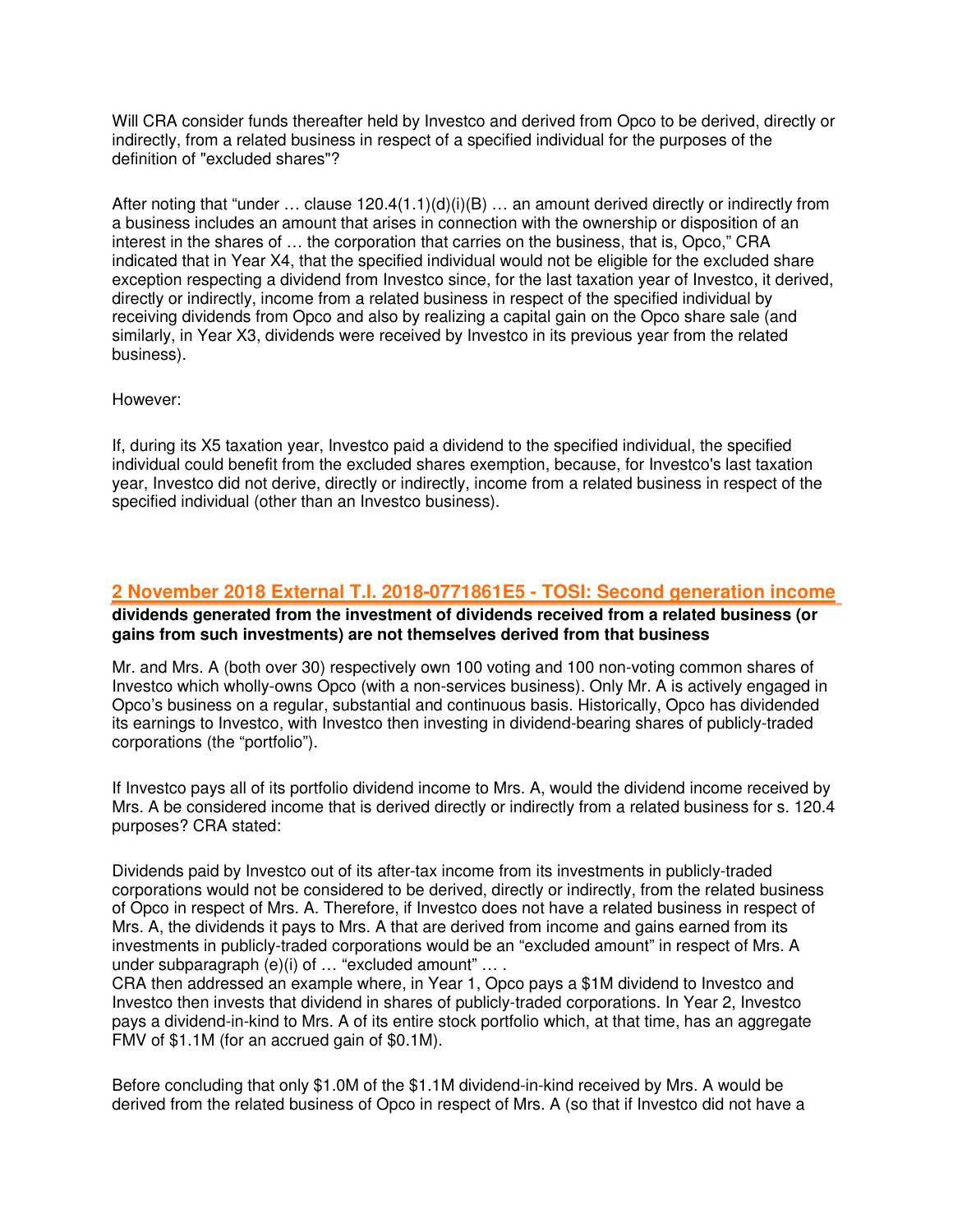Will CRA consider funds thereafter held by Investco and derived from Opco to be derived, directly or indirectly, from a related business in respect of a specified individual for the purposes of the definition of "excluded shares"?

After noting that "under … clause 120.4(1.1)(d)(i)(B) … an amount derived directly or indirectly from a business includes an amount that arises in connection with the ownership or disposition of an interest in the shares of … the corporation that carries on the business, that is, Opco," CRA indicated that in Year X4, that the specified individual would not be eligible for the excluded share exception respecting a dividend from Investco since, for the last taxation year of Investco, it derived, directly or indirectly, income from a related business in respect of the specified individual by receiving dividends from Opco and also by realizing a capital gain on the Opco share sale (and similarly, in Year X3, dividends were received by Investco in its previous year from the related business).

However:

If, during its X5 taxation year, Investco paid a dividend to the specified individual, the specified individual could benefit from the excluded shares exemption, because, for Investco's last taxation year, Investco did not derive, directly or indirectly, income from a related business in respect of the specified individual (other than an Investco business).

## 2 November 2018 External T.I. 2018-0771861E5 - TOSI: Second generation income

**dividends generated from the investment of dividends received from a related business (or gains from such investments) are not themselves derived from that business**

Mr. and Mrs. A (both over 30) respectively own 100 voting and 100 non-voting common shares of Investco which wholly-owns Opco (with a non-services business). Only Mr. A is actively engaged in Opco's business on a regular, substantial and continuous basis. Historically, Opco has dividended its earnings to Investco, with Investco then investing in dividend-bearing shares of publicly-traded corporations (the "portfolio").

If Investco pays all of its portfolio dividend income to Mrs. A, would the dividend income received by Mrs. A be considered income that is derived directly or indirectly from a related business for s. 120.4 purposes? CRA stated:

Dividends paid by Investco out of its after-tax income from its investments in publicly-traded corporations would not be considered to be derived, directly or indirectly, from the related business of Opco in respect of Mrs. A. Therefore, if Investco does not have a related business in respect of Mrs. A, the dividends it pays to Mrs. A that are derived from income and gains earned from its investments in publicly-traded corporations would be an "excluded amount" in respect of Mrs. A under subparagraph (e)(i) of … "excluded amount" … .
CRA then addressed an example where, in Year 1, Opco pays a $1M dividend to Investco and Investco then invests that dividend in shares of publicly-traded corporations. In Year 2, Investco pays a dividend-in-kind to Mrs. A of its entire stock portfolio which, at that time, has an aggregate FMV of $1.1M (for an accrued gain of $0.1M).

Before concluding that only $1.0M of the $1.1M dividend-in-kind received by Mrs. A would be derived from the related business of Opco in respect of Mrs. A (so that if Investco did not have a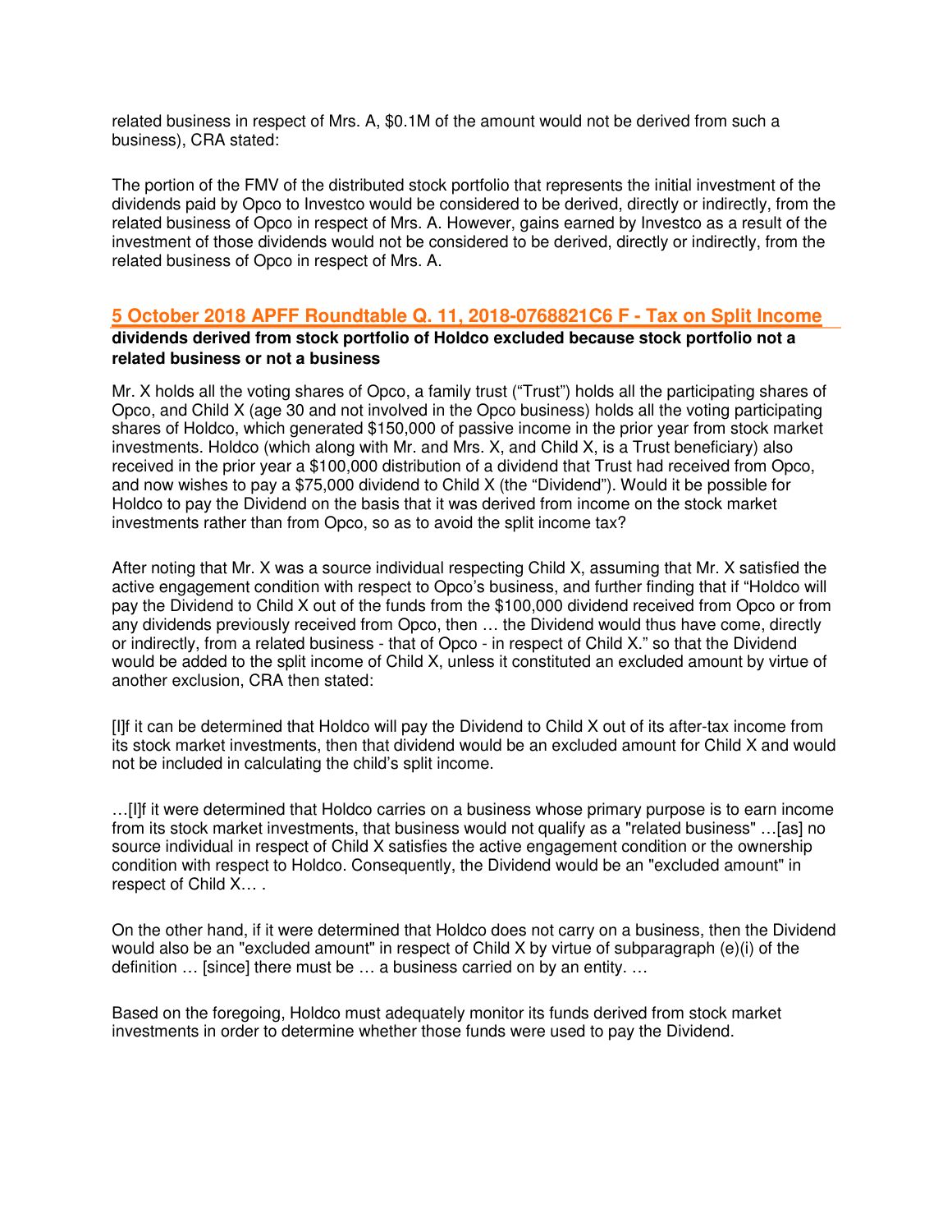related business in respect of Mrs. A, $0.1M of the amount would not be derived from such a business), CRA stated:

The portion of the FMV of the distributed stock portfolio that represents the initial investment of the dividends paid by Opco to Investco would be considered to be derived, directly or indirectly, from the related business of Opco in respect of Mrs. A. However, gains earned by Investco as a result of the investment of those dividends would not be considered to be derived, directly or indirectly, from the related business of Opco in respect of Mrs. A.

## 5 October 2018 APFF Roundtable Q. 11, 2018-0768821C6 F - Tax on Split Income

**dividends derived from stock portfolio of Holdco excluded because stock portfolio not a related business or not a business**

Mr. X holds all the voting shares of Opco, a family trust ("Trust") holds all the participating shares of Opco, and Child X (age 30 and not involved in the Opco business) holds all the voting participating shares of Holdco, which generated $150,000 of passive income in the prior year from stock market investments. Holdco (which along with Mr. and Mrs. X, and Child X, is a Trust beneficiary) also received in the prior year a $100,000 distribution of a dividend that Trust had received from Opco, and now wishes to pay a $75,000 dividend to Child X (the "Dividend"). Would it be possible for Holdco to pay the Dividend on the basis that it was derived from income on the stock market investments rather than from Opco, so as to avoid the split income tax?

After noting that Mr. X was a source individual respecting Child X, assuming that Mr. X satisfied the active engagement condition with respect to Opco's business, and further finding that if "Holdco will pay the Dividend to Child X out of the funds from the $100,000 dividend received from Opco or from any dividends previously received from Opco, then … the Dividend would thus have come, directly or indirectly, from a related business - that of Opco - in respect of Child X." so that the Dividend would be added to the split income of Child X, unless it constituted an excluded amount by virtue of another exclusion, CRA then stated:

[I]f it can be determined that Holdco will pay the Dividend to Child X out of its after-tax income from its stock market investments, then that dividend would be an excluded amount for Child X and would not be included in calculating the child's split income.

…[I]f it were determined that Holdco carries on a business whose primary purpose is to earn income from its stock market investments, that business would not qualify as a "related business" …[as] no source individual in respect of Child X satisfies the active engagement condition or the ownership condition with respect to Holdco. Consequently, the Dividend would be an "excluded amount" in respect of Child X… .

On the other hand, if it were determined that Holdco does not carry on a business, then the Dividend would also be an "excluded amount" in respect of Child X by virtue of subparagraph (e)(i) of the definition … [since] there must be … a business carried on by an entity. …

Based on the foregoing, Holdco must adequately monitor its funds derived from stock market investments in order to determine whether those funds were used to pay the Dividend.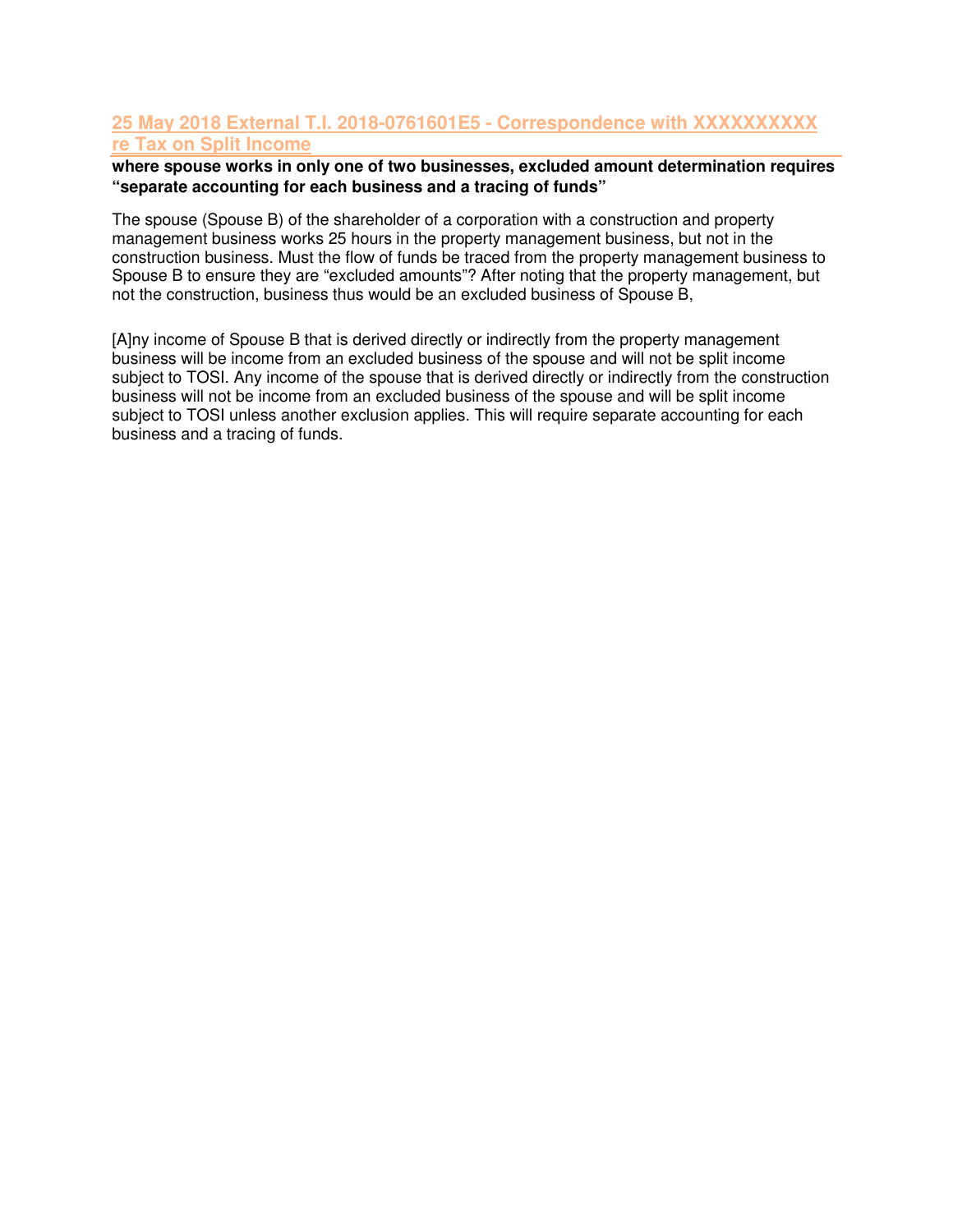## 25 May 2018 External T.I. 2018-0761601E5 - Correspondence with XXXXXXXXXX re Tax on Split Income

**where spouse works in only one of two businesses, excluded amount determination requires "separate accounting for each business and a tracing of funds"**

The spouse (Spouse B) of the shareholder of a corporation with a construction and property management business works 25 hours in the property management business, but not in the construction business. Must the flow of funds be traced from the property management business to Spouse B to ensure they are "excluded amounts"? After noting that the property management, but not the construction, business thus would be an excluded business of Spouse B,

[A]ny income of Spouse B that is derived directly or indirectly from the property management business will be income from an excluded business of the spouse and will not be split income subject to TOSI. Any income of the spouse that is derived directly or indirectly from the construction business will not be income from an excluded business of the spouse and will be split income subject to TOSI unless another exclusion applies. This will require separate accounting for each business and a tracing of funds.